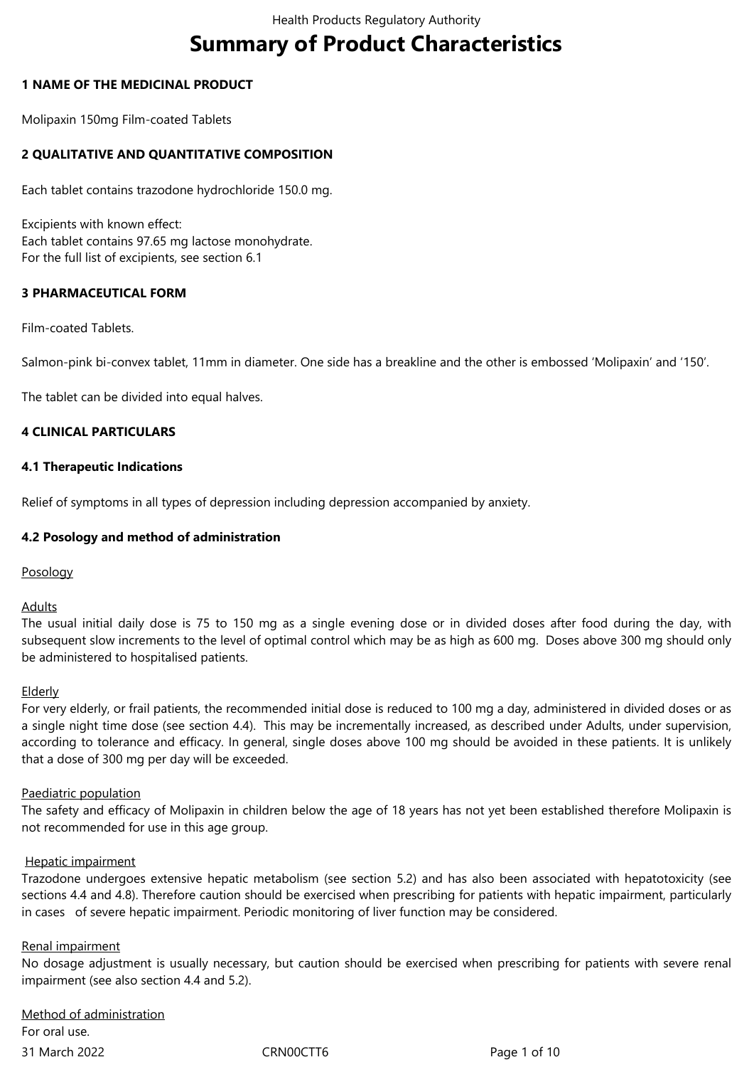# Summary of Product Characteristics

## 1 NAME OF THE MEDICINAL PRODUCT

Molipaxin 150mg Film-coated Tablets

## 2 QUALITATIVE AND QUANTITATIVE COMPOSITION

Each tablet contains trazodone hydrochloride 150.0 mg.

Excipients with known effect:
Each tablet contains 97.65 mg lactose monohydrate.
For the full list of excipients, see section 6.1

## 3 PHARMACEUTICAL FORM

Film-coated Tablets.

Salmon-pink bi-convex tablet, 11mm in diameter. One side has a breakline and the other is embossed 'Molipaxin' and '150'.

The tablet can be divided into equal halves.

## 4 CLINICAL PARTICULARS

### 4.1 Therapeutic Indications

Relief of symptoms in all types of depression including depression accompanied by anxiety.

### 4.2 Posology and method of administration

Posology

Adults
The usual initial daily dose is 75 to 150 mg as a single evening dose or in divided doses after food during the day, with subsequent slow increments to the level of optimal control which may be as high as 600 mg. Doses above 300 mg should only be administered to hospitalised patients.

Elderly
For very elderly, or frail patients, the recommended initial dose is reduced to 100 mg a day, administered in divided doses or as a single night time dose (see section 4.4). This may be incrementally increased, as described under Adults, under supervision, according to tolerance and efficacy. In general, single doses above 100 mg should be avoided in these patients. It is unlikely that a dose of 300 mg per day will be exceeded.

Paediatric population
The safety and efficacy of Molipaxin in children below the age of 18 years has not yet been established therefore Molipaxin is not recommended for use in this age group.

Hepatic impairment
Trazodone undergoes extensive hepatic metabolism (see section 5.2) and has also been associated with hepatotoxicity (see sections 4.4 and 4.8). Therefore caution should be exercised when prescribing for patients with hepatic impairment, particularly in cases of severe hepatic impairment. Periodic monitoring of liver function may be considered.

Renal impairment
No dosage adjustment is usually necessary, but caution should be exercised when prescribing for patients with severe renal impairment (see also section 4.4 and 5.2).

Method of administration
For oral use.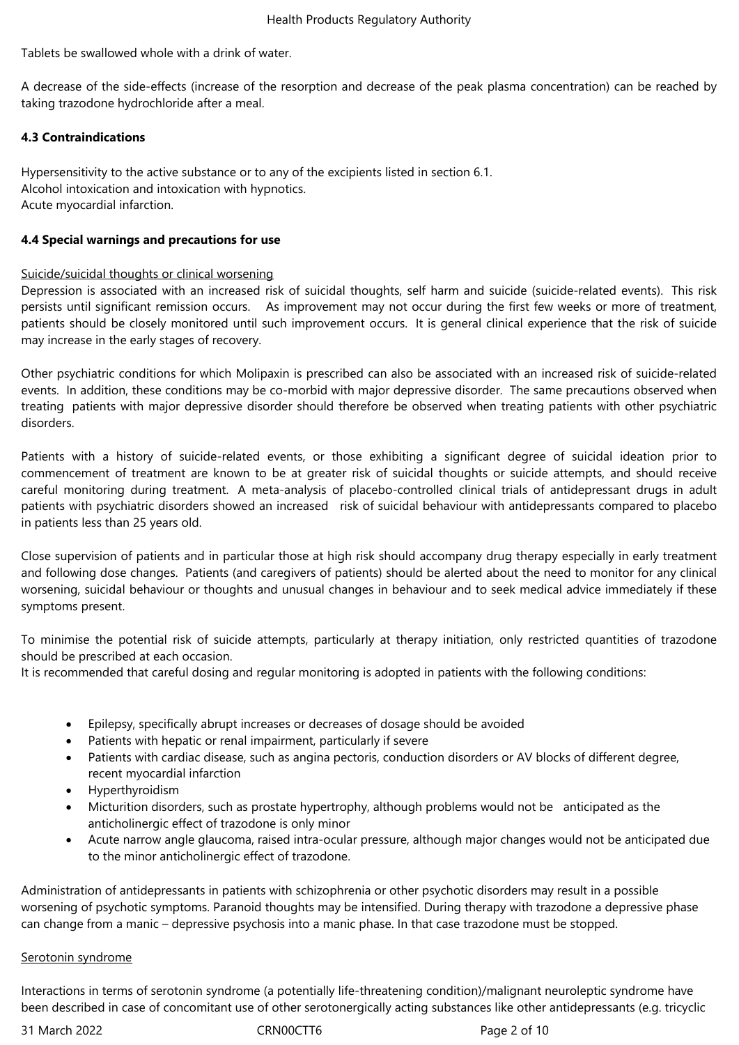Tablets be swallowed whole with a drink of water.

A decrease of the side-effects (increase of the resorption and decrease of the peak plasma concentration) can be reached by taking trazodone hydrochloride after a meal.

### 4.3 Contraindications

Hypersensitivity to the active substance or to any of the excipients listed in section 6.1.
Alcohol intoxication and intoxication with hypnotics.
Acute myocardial infarction.

### 4.4 Special warnings and precautions for use

Suicide/suicidal thoughts or clinical worsening
Depression is associated with an increased risk of suicidal thoughts, self harm and suicide (suicide-related events). This risk persists until significant remission occurs. As improvement may not occur during the first few weeks or more of treatment, patients should be closely monitored until such improvement occurs. It is general clinical experience that the risk of suicide may increase in the early stages of recovery.

Other psychiatric conditions for which Molipaxin is prescribed can also be associated with an increased risk of suicide-related events. In addition, these conditions may be co-morbid with major depressive disorder. The same precautions observed when treating patients with major depressive disorder should therefore be observed when treating patients with other psychiatric disorders.

Patients with a history of suicide-related events, or those exhibiting a significant degree of suicidal ideation prior to commencement of treatment are known to be at greater risk of suicidal thoughts or suicide attempts, and should receive careful monitoring during treatment. A meta-analysis of placebo-controlled clinical trials of antidepressant drugs in adult patients with psychiatric disorders showed an increased risk of suicidal behaviour with antidepressants compared to placebo in patients less than 25 years old.

Close supervision of patients and in particular those at high risk should accompany drug therapy especially in early treatment and following dose changes. Patients (and caregivers of patients) should be alerted about the need to monitor for any clinical worsening, suicidal behaviour or thoughts and unusual changes in behaviour and to seek medical advice immediately if these symptoms present.

To minimise the potential risk of suicide attempts, particularly at therapy initiation, only restricted quantities of trazodone should be prescribed at each occasion.
It is recommended that careful dosing and regular monitoring is adopted in patients with the following conditions:

- Epilepsy, specifically abrupt increases or decreases of dosage should be avoided
- Patients with hepatic or renal impairment, particularly if severe
- Patients with cardiac disease, such as angina pectoris, conduction disorders or AV blocks of different degree, recent myocardial infarction
- Hyperthyroidism
- Micturition disorders, such as prostate hypertrophy, although problems would not be anticipated as the anticholinergic effect of trazodone is only minor
- Acute narrow angle glaucoma, raised intra-ocular pressure, although major changes would not be anticipated due to the minor anticholinergic effect of trazodone.

Administration of antidepressants in patients with schizophrenia or other psychotic disorders may result in a possible worsening of psychotic symptoms. Paranoid thoughts may be intensified. During therapy with trazodone a depressive phase can change from a manic – depressive psychosis into a manic phase. In that case trazodone must be stopped.

Serotonin syndrome

Interactions in terms of serotonin syndrome (a potentially life-threatening condition)/malignant neuroleptic syndrome have been described in case of concomitant use of other serotonergically acting substances like other antidepressants (e.g. tricyclic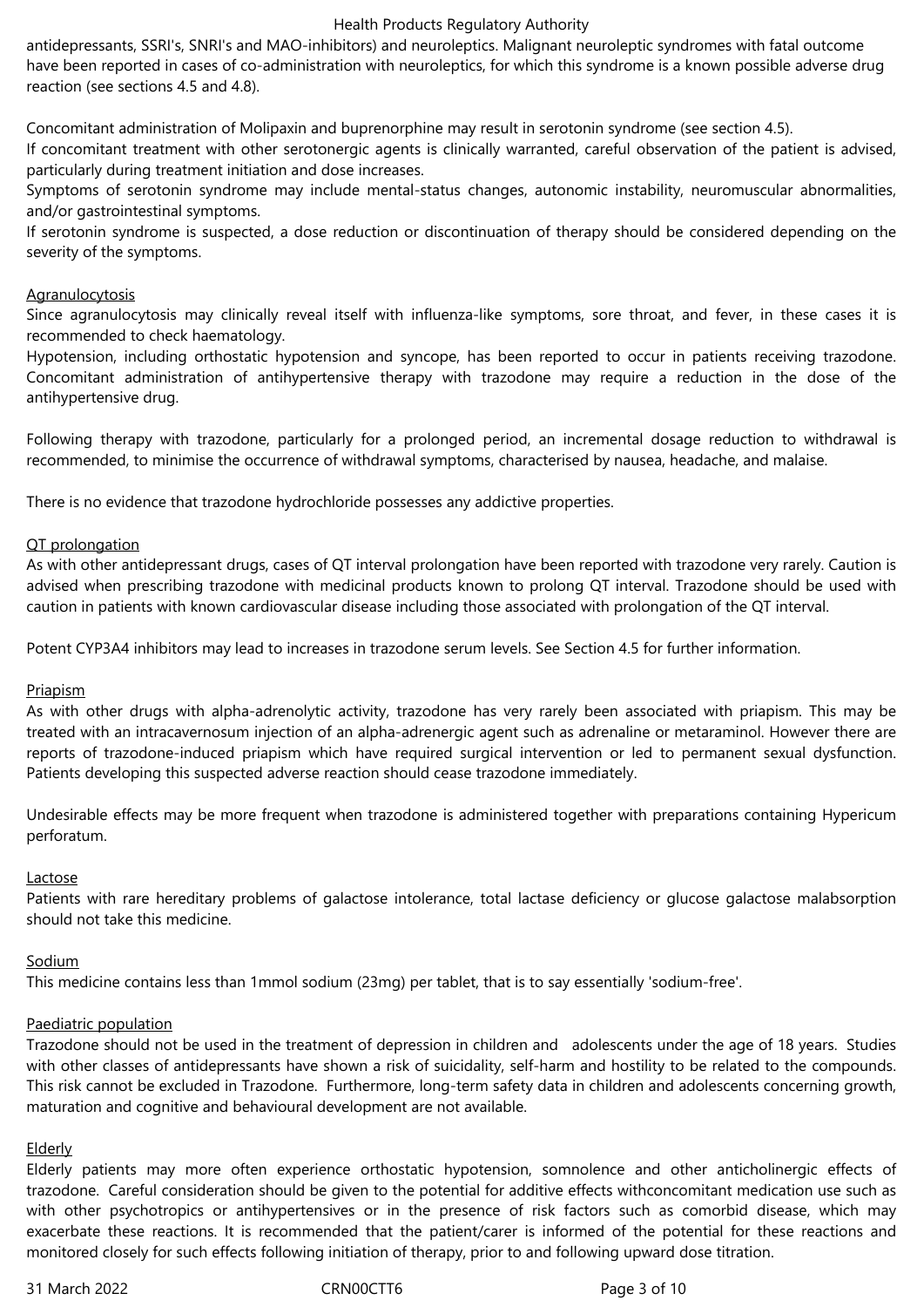antidepressants, SSRI's, SNRI's and MAO-inhibitors) and neuroleptics. Malignant neuroleptic syndromes with fatal outcome have been reported in cases of co-administration with neuroleptics, for which this syndrome is a known possible adverse drug reaction (see sections 4.5 and 4.8).

Concomitant administration of Molipaxin and buprenorphine may result in serotonin syndrome (see section 4.5).
If concomitant treatment with other serotonergic agents is clinically warranted, careful observation of the patient is advised, particularly during treatment initiation and dose increases.
Symptoms of serotonin syndrome may include mental-status changes, autonomic instability, neuromuscular abnormalities, and/or gastrointestinal symptoms.
If serotonin syndrome is suspected, a dose reduction or discontinuation of therapy should be considered depending on the severity of the symptoms.

Agranulocytosis

Since agranulocytosis may clinically reveal itself with influenza-like symptoms, sore throat, and fever, in these cases it is recommended to check haematology.
Hypotension, including orthostatic hypotension and syncope, has been reported to occur in patients receiving trazodone. Concomitant administration of antihypertensive therapy with trazodone may require a reduction in the dose of the antihypertensive drug.

Following therapy with trazodone, particularly for a prolonged period, an incremental dosage reduction to withdrawal is recommended, to minimise the occurrence of withdrawal symptoms, characterised by nausea, headache, and malaise.

There is no evidence that trazodone hydrochloride possesses any addictive properties.

QT prolongation

As with other antidepressant drugs, cases of QT interval prolongation have been reported with trazodone very rarely. Caution is advised when prescribing trazodone with medicinal products known to prolong QT interval. Trazodone should be used with caution in patients with known cardiovascular disease including those associated with prolongation of the QT interval.

Potent CYP3A4 inhibitors may lead to increases in trazodone serum levels. See Section 4.5 for further information.

Priapism

As with other drugs with alpha-adrenolytic activity, trazodone has very rarely been associated with priapism. This may be treated with an intracavernosum injection of an alpha-adrenergic agent such as adrenaline or metaraminol. However there are reports of trazodone-induced priapism which have required surgical intervention or led to permanent sexual dysfunction. Patients developing this suspected adverse reaction should cease trazodone immediately.

Undesirable effects may be more frequent when trazodone is administered together with preparations containing Hypericum perforatum.

Lactose

Patients with rare hereditary problems of galactose intolerance, total lactase deficiency or glucose galactose malabsorption should not take this medicine.

Sodium

This medicine contains less than 1mmol sodium (23mg) per tablet, that is to say essentially 'sodium-free'.

Paediatric population

Trazodone should not be used in the treatment of depression in children and adolescents under the age of 18 years. Studies with other classes of antidepressants have shown a risk of suicidality, self-harm and hostility to be related to the compounds. This risk cannot be excluded in Trazodone. Furthermore, long-term safety data in children and adolescents concerning growth, maturation and cognitive and behavioural development are not available.

Elderly

Elderly patients may more often experience orthostatic hypotension, somnolence and other anticholinergic effects of trazodone. Careful consideration should be given to the potential for additive effects withconcomitant medication use such as with other psychotropics or antihypertensives or in the presence of risk factors such as comorbid disease, which may exacerbate these reactions. It is recommended that the patient/carer is informed of the potential for these reactions and monitored closely for such effects following initiation of therapy, prior to and following upward dose titration.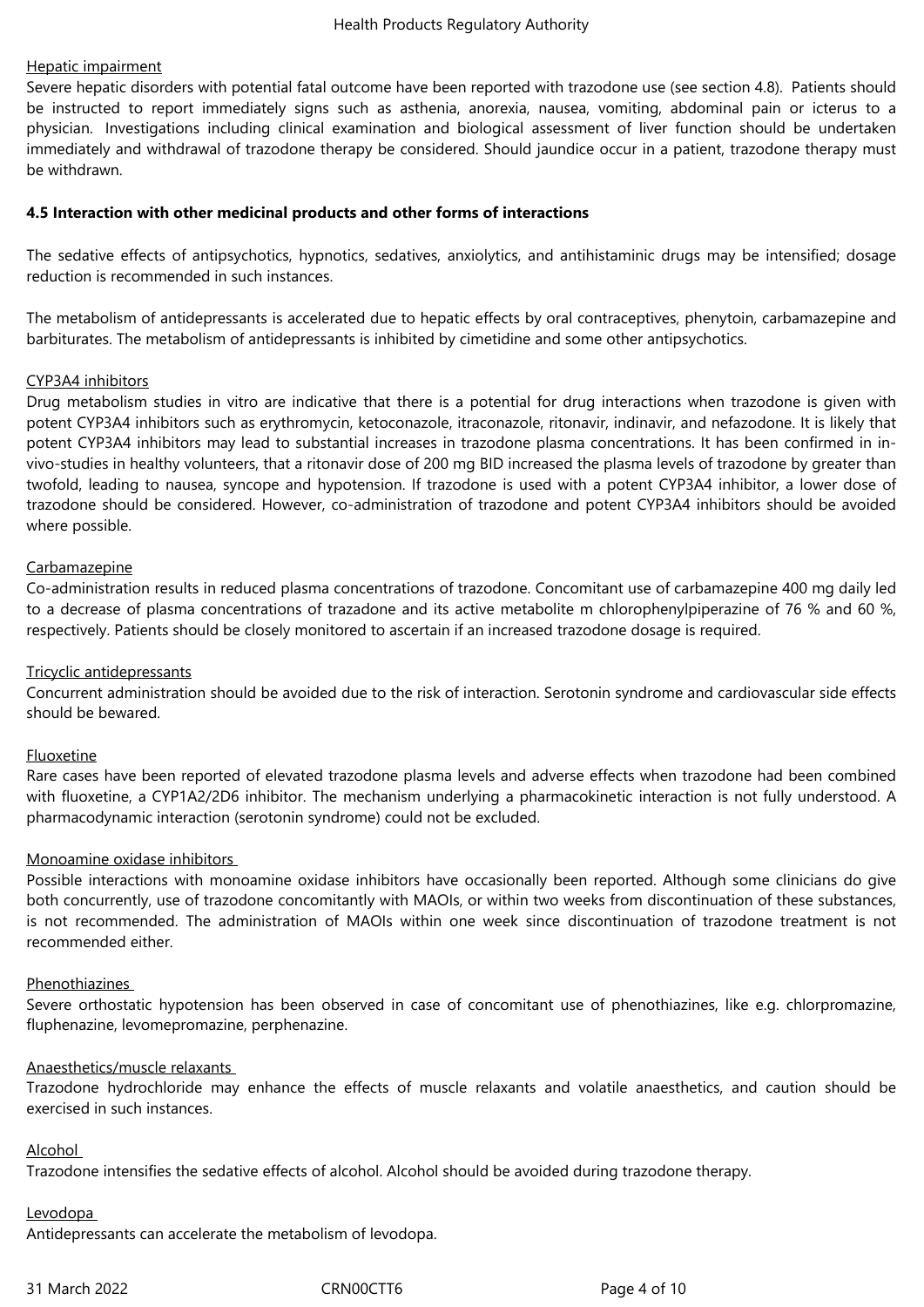Hepatic impairment

Severe hepatic disorders with potential fatal outcome have been reported with trazodone use (see section 4.8). Patients should be instructed to report immediately signs such as asthenia, anorexia, nausea, vomiting, abdominal pain or icterus to a physician. Investigations including clinical examination and biological assessment of liver function should be undertaken immediately and withdrawal of trazodone therapy be considered. Should jaundice occur in a patient, trazodone therapy must be withdrawn.

**4.5 Interaction with other medicinal products and other forms of interactions**

The sedative effects of antipsychotics, hypnotics, sedatives, anxiolytics, and antihistaminic drugs may be intensified; dosage reduction is recommended in such instances.

The metabolism of antidepressants is accelerated due to hepatic effects by oral contraceptives, phenytoin, carbamazepine and barbiturates. The metabolism of antidepressants is inhibited by cimetidine and some other antipsychotics.

CYP3A4 inhibitors

Drug metabolism studies in vitro are indicative that there is a potential for drug interactions when trazodone is given with potent CYP3A4 inhibitors such as erythromycin, ketoconazole, itraconazole, ritonavir, indinavir, and nefazodone. It is likely that potent CYP3A4 inhibitors may lead to substantial increases in trazodone plasma concentrations. It has been confirmed in in-vivo-studies in healthy volunteers, that a ritonavir dose of 200 mg BID increased the plasma levels of trazodone by greater than twofold, leading to nausea, syncope and hypotension. If trazodone is used with a potent CYP3A4 inhibitor, a lower dose of trazodone should be considered. However, co-administration of trazodone and potent CYP3A4 inhibitors should be avoided where possible.

Carbamazepine

Co-administration results in reduced plasma concentrations of trazodone. Concomitant use of carbamazepine 400 mg daily led to a decrease of plasma concentrations of trazadone and its active metabolite m chlorophenylpiperazine of 76 % and 60 %, respectively. Patients should be closely monitored to ascertain if an increased trazodone dosage is required.

Tricyclic antidepressants

Concurrent administration should be avoided due to the risk of interaction. Serotonin syndrome and cardiovascular side effects should be bewared.

Fluoxetine

Rare cases have been reported of elevated trazodone plasma levels and adverse effects when trazodone had been combined with fluoxetine, a CYP1A2/2D6 inhibitor. The mechanism underlying a pharmacokinetic interaction is not fully understood. A pharmacodynamic interaction (serotonin syndrome) could not be excluded.

Monoamine oxidase inhibitors

Possible interactions with monoamine oxidase inhibitors have occasionally been reported. Although some clinicians do give both concurrently, use of trazodone concomitantly with MAOIs, or within two weeks from discontinuation of these substances, is not recommended. The administration of MAOIs within one week since discontinuation of trazodone treatment is not recommended either.

Phenothiazines

Severe orthostatic hypotension has been observed in case of concomitant use of phenothiazines, like e.g. chlorpromazine, fluphenazine, levomepromazine, perphenazine.

Anaesthetics/muscle relaxants

Trazodone hydrochloride may enhance the effects of muscle relaxants and volatile anaesthetics, and caution should be exercised in such instances.

Alcohol

Trazodone intensifies the sedative effects of alcohol. Alcohol should be avoided during trazodone therapy.

Levodopa

Antidepressants can accelerate the metabolism of levodopa.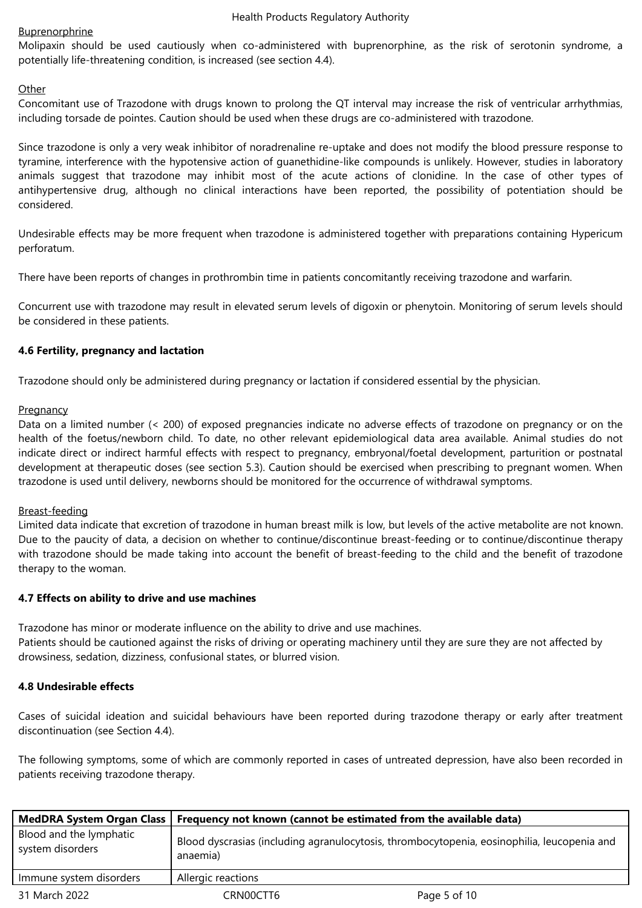Buprenorphine

Molipaxin should be used cautiously when co-administered with buprenorphine, as the risk of serotonin syndrome, a potentially life-threatening condition, is increased (see section 4.4).

Other

Concomitant use of Trazodone with drugs known to prolong the QT interval may increase the risk of ventricular arrhythmias, including torsade de pointes. Caution should be used when these drugs are co-administered with trazodone.

Since trazodone is only a very weak inhibitor of noradrenaline re-uptake and does not modify the blood pressure response to tyramine, interference with the hypotensive action of guanethidine-like compounds is unlikely. However, studies in laboratory animals suggest that trazodone may inhibit most of the acute actions of clonidine. In the case of other types of antihypertensive drug, although no clinical interactions have been reported, the possibility of potentiation should be considered.

Undesirable effects may be more frequent when trazodone is administered together with preparations containing Hypericum perforatum.

There have been reports of changes in prothrombin time in patients concomitantly receiving trazodone and warfarin.

Concurrent use with trazodone may result in elevated serum levels of digoxin or phenytoin. Monitoring of serum levels should be considered in these patients.

### 4.6 Fertility, pregnancy and lactation

Trazodone should only be administered during pregnancy or lactation if considered essential by the physician.

Pregnancy

Data on a limited number (< 200) of exposed pregnancies indicate no adverse effects of trazodone on pregnancy or on the health of the foetus/newborn child. To date, no other relevant epidemiological data area available. Animal studies do not indicate direct or indirect harmful effects with respect to pregnancy, embryonal/foetal development, parturition or postnatal development at therapeutic doses (see section 5.3). Caution should be exercised when prescribing to pregnant women. When trazodone is used until delivery, newborns should be monitored for the occurrence of withdrawal symptoms.

Breast-feeding

Limited data indicate that excretion of trazodone in human breast milk is low, but levels of the active metabolite are not known. Due to the paucity of data, a decision on whether to continue/discontinue breast-feeding or to continue/discontinue therapy with trazodone should be made taking into account the benefit of breast-feeding to the child and the benefit of trazodone therapy to the woman.

### 4.7 Effects on ability to drive and use machines

Trazodone has minor or moderate influence on the ability to drive and use machines.
Patients should be cautioned against the risks of driving or operating machinery until they are sure they are not affected by drowsiness, sedation, dizziness, confusional states, or blurred vision.

### 4.8 Undesirable effects

Cases of suicidal ideation and suicidal behaviours have been reported during trazodone therapy or early after treatment discontinuation (see Section 4.4).

The following symptoms, some of which are commonly reported in cases of untreated depression, have also been recorded in patients receiving trazodone therapy.

| MedDRA System Organ Class | Frequency not known (cannot be estimated from the available data) |
|---|---|
| Blood and the lymphatic system disorders | Blood dyscrasias (including agranulocytosis, thrombocytopenia, eosinophilia, leucopenia and anaemia) |
| Immune system disorders | Allergic reactions |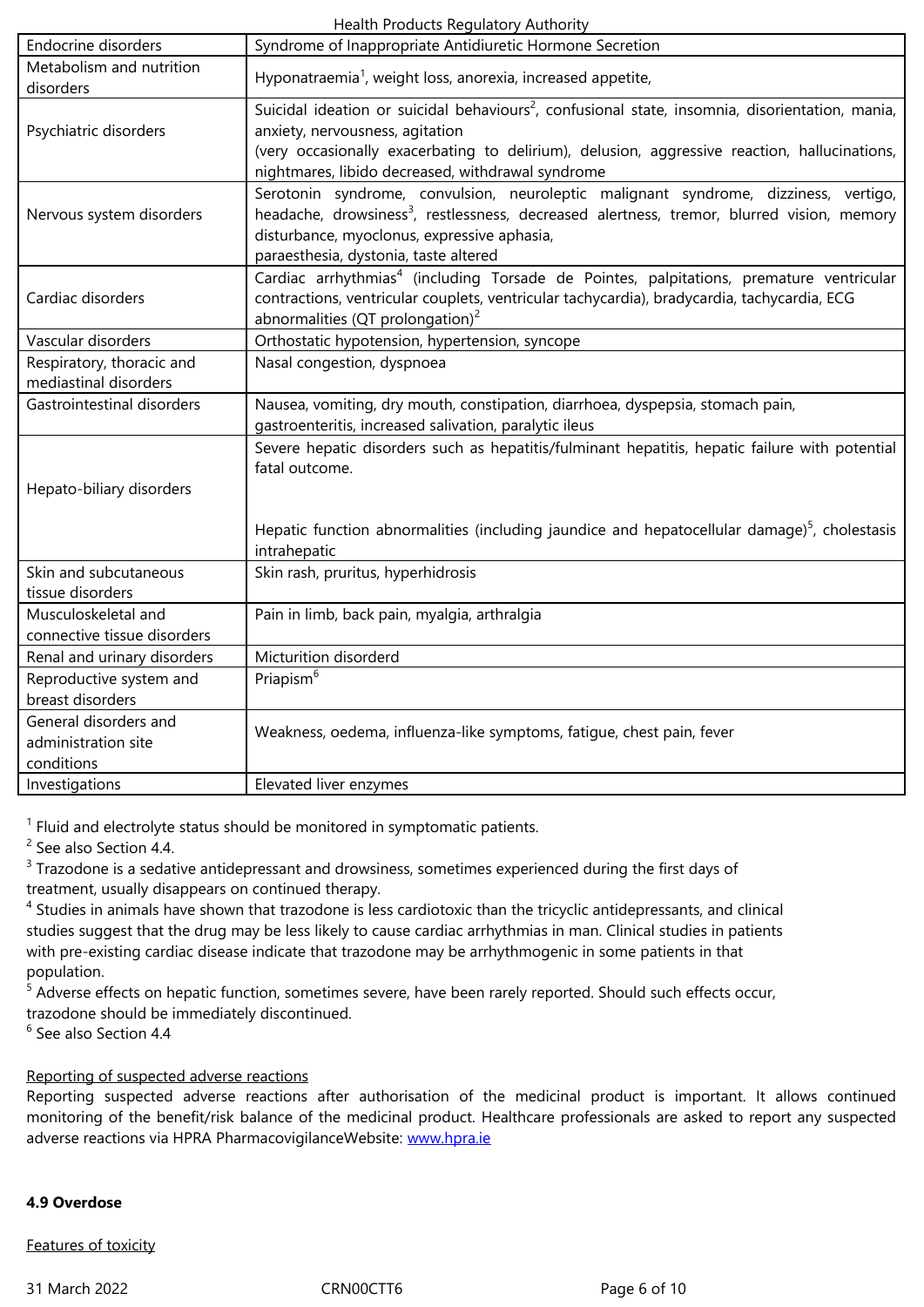| Endocrine disorders | Syndrome of Inappropriate Antidiuretic Hormone Secretion |
|---|---|
| Metabolism and nutrition disorders | Hyponatraemia[1], weight loss, anorexia, increased appetite, |
| Psychiatric disorders | Suicidal ideation or suicidal behaviours[2], confusional state, insomnia, disorientation, mania, anxiety, nervousness, agitation (very occasionally exacerbating to delirium), delusion, aggressive reaction, hallucinations, nightmares, libido decreased, withdrawal syndrome |
| Nervous system disorders | Serotonin syndrome, convulsion, neuroleptic malignant syndrome, dizziness, vertigo, headache, drowsiness[3], restlessness, decreased alertness, tremor, blurred vision, memory disturbance, myoclonus, expressive aphasia, paraesthesia, dystonia, taste altered |
| Cardiac disorders | Cardiac arrhythmias[4] (including Torsade de Pointes, palpitations, premature ventricular contractions, ventricular couplets, ventricular tachycardia), bradycardia, tachycardia, ECG abnormalities (QT prolongation)[2] |
| Vascular disorders | Orthostatic hypotension, hypertension, syncope |
| Respiratory, thoracic and mediastinal disorders | Nasal congestion, dyspnoea |
| Gastrointestinal disorders | Nausea, vomiting, dry mouth, constipation, diarrhoea, dyspepsia, stomach pain, gastroenteritis, increased salivation, paralytic ileus |
| Hepato-biliary disorders | Severe hepatic disorders such as hepatitis/fulminant hepatitis, hepatic failure with potential fatal outcome.<br><br>Hepatic function abnormalities (including jaundice and hepatocellular damage)[5], cholestasis intrahepatic |
| Skin and subcutaneous tissue disorders | Skin rash, pruritus, hyperhidrosis |
| Musculoskeletal and connective tissue disorders | Pain in limb, back pain, myalgia, arthralgia |
| Renal and urinary disorders | Micturition disorderd |
| Reproductive system and breast disorders | Priapism[6] |
| General disorders and administration site conditions | Weakness, oedema, influenza-like symptoms, fatigue, chest pain, fever |
| Investigations | Elevated liver enzymes |

[1] Fluid and electrolyte status should be monitored in symptomatic patients.
[2] See also Section 4.4.
[3] Trazodone is a sedative antidepressant and drowsiness, sometimes experienced during the first days of treatment, usually disappears on continued therapy.
[4] Studies in animals have shown that trazodone is less cardiotoxic than the tricyclic antidepressants, and clinical studies suggest that the drug may be less likely to cause cardiac arrhythmias in man. Clinical studies in patients with pre-existing cardiac disease indicate that trazodone may be arrhythmogenic in some patients in that population.
[5] Adverse effects on hepatic function, sometimes severe, have been rarely reported. Should such effects occur, trazodone should be immediately discontinued.
[6] See also Section 4.4

Reporting of suspected adverse reactions

Reporting suspected adverse reactions after authorisation of the medicinal product is important. It allows continued monitoring of the benefit/risk balance of the medicinal product. Healthcare professionals are asked to report any suspected adverse reactions via HPRA PharmacovigilanceWebsite: www.hpra.ie

**4.9 Overdose**

Features of toxicity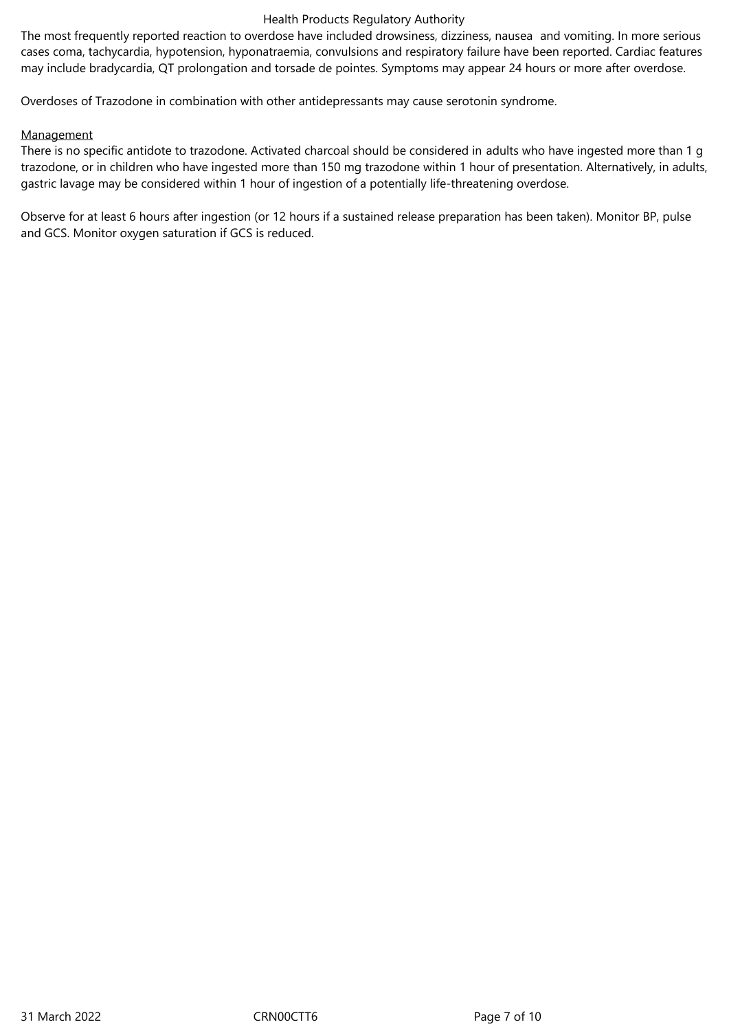The most frequently reported reaction to overdose have included drowsiness, dizziness, nausea  and vomiting. In more serious cases coma, tachycardia, hypotension, hyponatraemia, convulsions and respiratory failure have been reported. Cardiac features may include bradycardia, QT prolongation and torsade de pointes. Symptoms may appear 24 hours or more after overdose.

Overdoses of Trazodone in combination with other antidepressants may cause serotonin syndrome.

Management

There is no specific antidote to trazodone. Activated charcoal should be considered in adults who have ingested more than 1 g trazodone, or in children who have ingested more than 150 mg trazodone within 1 hour of presentation. Alternatively, in adults, gastric lavage may be considered within 1 hour of ingestion of a potentially life-threatening overdose.

Observe for at least 6 hours after ingestion (or 12 hours if a sustained release preparation has been taken). Monitor BP, pulse and GCS. Monitor oxygen saturation if GCS is reduced.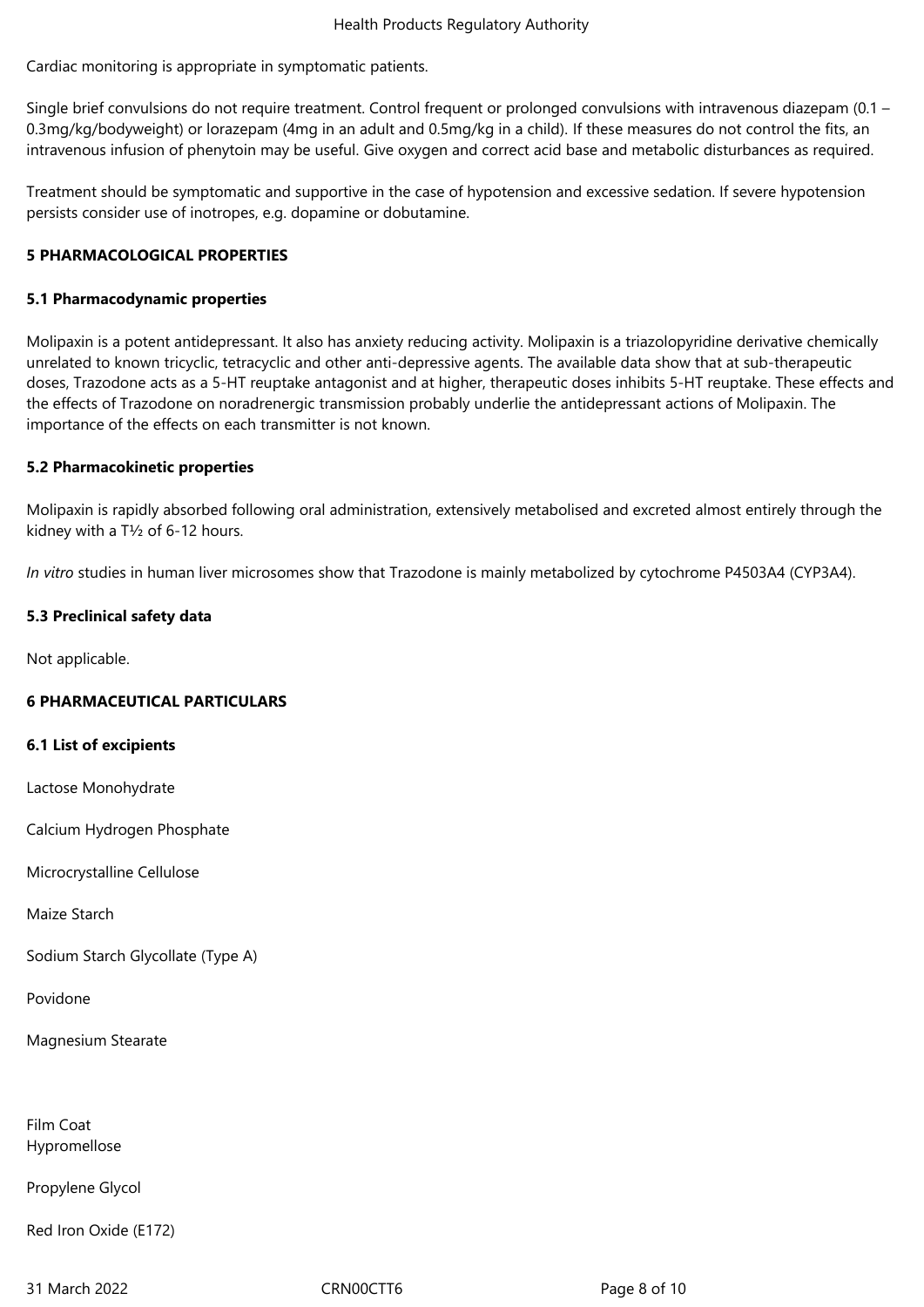Cardiac monitoring is appropriate in symptomatic patients.

Single brief convulsions do not require treatment. Control frequent or prolonged convulsions with intravenous diazepam (0.1 – 0.3mg/kg/bodyweight) or lorazepam (4mg in an adult and 0.5mg/kg in a child). If these measures do not control the fits, an intravenous infusion of phenytoin may be useful. Give oxygen and correct acid base and metabolic disturbances as required.

Treatment should be symptomatic and supportive in the case of hypotension and excessive sedation. If severe hypotension persists consider use of inotropes, e.g. dopamine or dobutamine.

**5 PHARMACOLOGICAL PROPERTIES**

**5.1 Pharmacodynamic properties**

Molipaxin is a potent antidepressant. It also has anxiety reducing activity. Molipaxin is a triazolopyridine derivative chemically unrelated to known tricyclic, tetracyclic and other anti-depressive agents. The available data show that at sub-therapeutic doses, Trazodone acts as a 5-HT reuptake antagonist and at higher, therapeutic doses inhibits 5-HT reuptake. These effects and the effects of Trazodone on noradrenergic transmission probably underlie the antidepressant actions of Molipaxin. The importance of the effects on each transmitter is not known.

**5.2 Pharmacokinetic properties**

Molipaxin is rapidly absorbed following oral administration, extensively metabolised and excreted almost entirely through the kidney with a T½ of 6-12 hours.

*In vitro* studies in human liver microsomes show that Trazodone is mainly metabolized by cytochrome P4503A4 (CYP3A4).

**5.3 Preclinical safety data**

Not applicable.

**6 PHARMACEUTICAL PARTICULARS**

**6.1 List of excipients**

Lactose Monohydrate

Calcium Hydrogen Phosphate

Microcrystalline Cellulose

Maize Starch

Sodium Starch Glycollate (Type A)

Povidone

Magnesium Stearate

Film Coat
Hypromellose

Propylene Glycol

Red Iron Oxide (E172)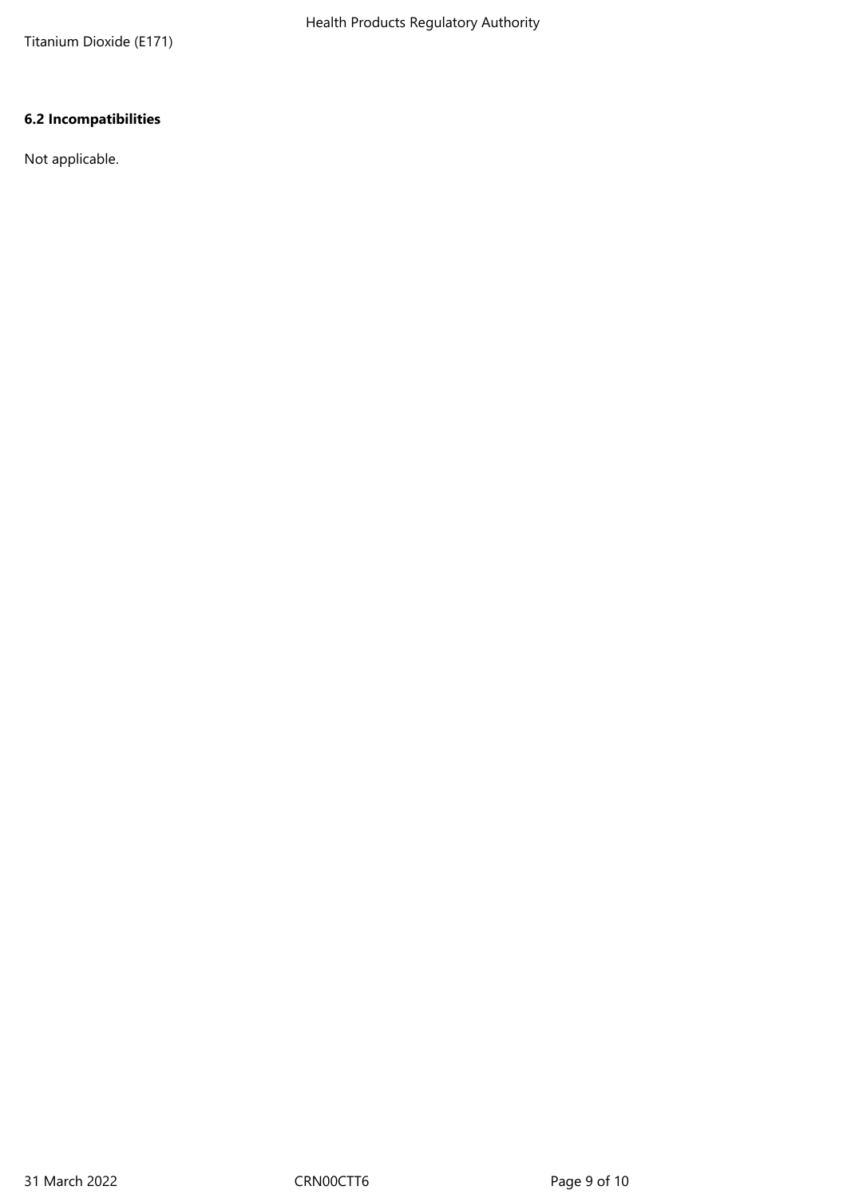Titanium Dioxide (E171)

**6.2 Incompatibilities**

Not applicable.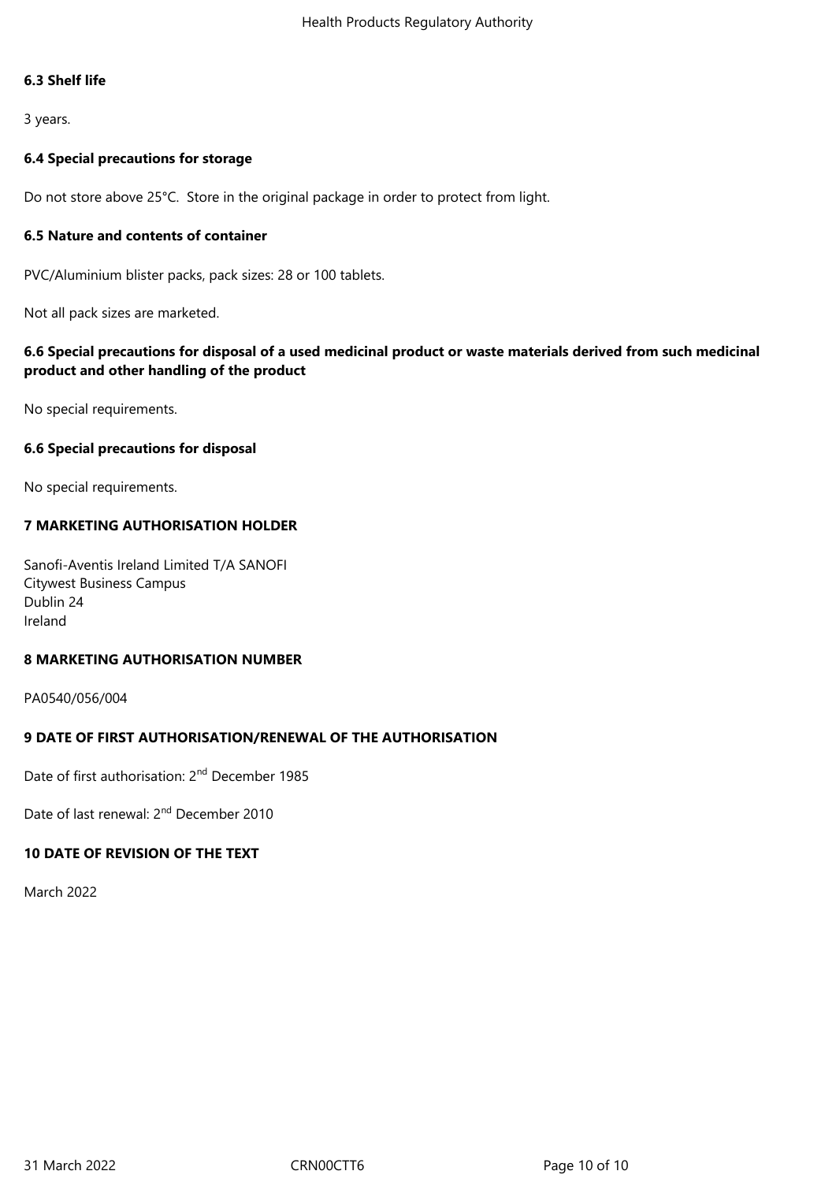### 6.3 Shelf life

3 years.

### 6.4 Special precautions for storage

Do not store above 25°C. Store in the original package in order to protect from light.

### 6.5 Nature and contents of container

PVC/Aluminium blister packs, pack sizes: 28 or 100 tablets.

Not all pack sizes are marketed.

### 6.6 Special precautions for disposal of a used medicinal product or waste materials derived from such medicinal product and other handling of the product

No special requirements.

### 6.6 Special precautions for disposal

No special requirements.

## 7 MARKETING AUTHORISATION HOLDER

Sanofi-Aventis Ireland Limited T/A SANOFI
Citywest Business Campus
Dublin 24
Ireland

## 8 MARKETING AUTHORISATION NUMBER

PA0540/056/004

## 9 DATE OF FIRST AUTHORISATION/RENEWAL OF THE AUTHORISATION

Date of first authorisation: 2nd December 1985

Date of last renewal: 2nd December 2010

## 10 DATE OF REVISION OF THE TEXT

March 2022